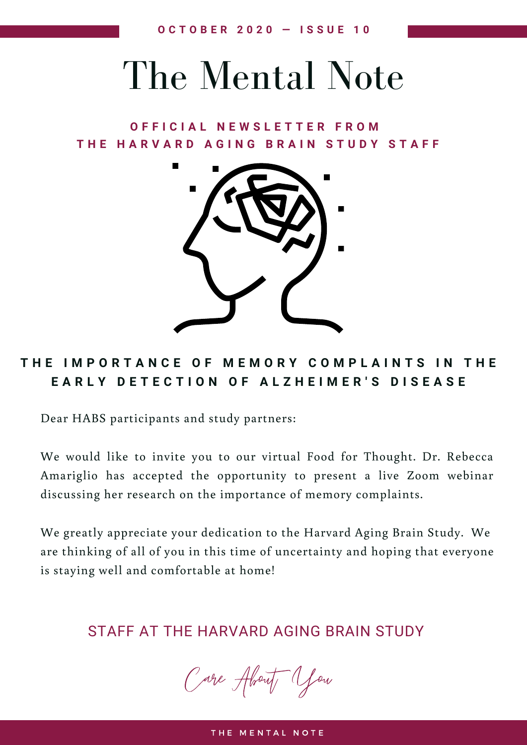OCTOBER 2020 — ISSUE 10

# The Mental Note

**OFFICIAL NEWSLETTER FROM THE HARVARD AGING BRAIN STUDY STAFF**

## THE IMPORTANCE OF MEMORY COMPLAINTS IN THE EARLY DETECTION OF ALZHEIMER'S DISEASE

Dear HABS participants and study partners:

We would like to invite you to our virtual Food for Thought. Dr. Rebecca Amariglio has accepted the opportunity to present a live Zoom webinar discussing her research on the importance of memory complaints.

We greatly appreciate your dedication to the Harvard Aging Brain Study. We are thinking of all of you in this time of uncertainty and hoping that everyone is staying well and comfortable at home!

STAFF AT THE HARVARD AGING BRAIN STUDY

*Care About You*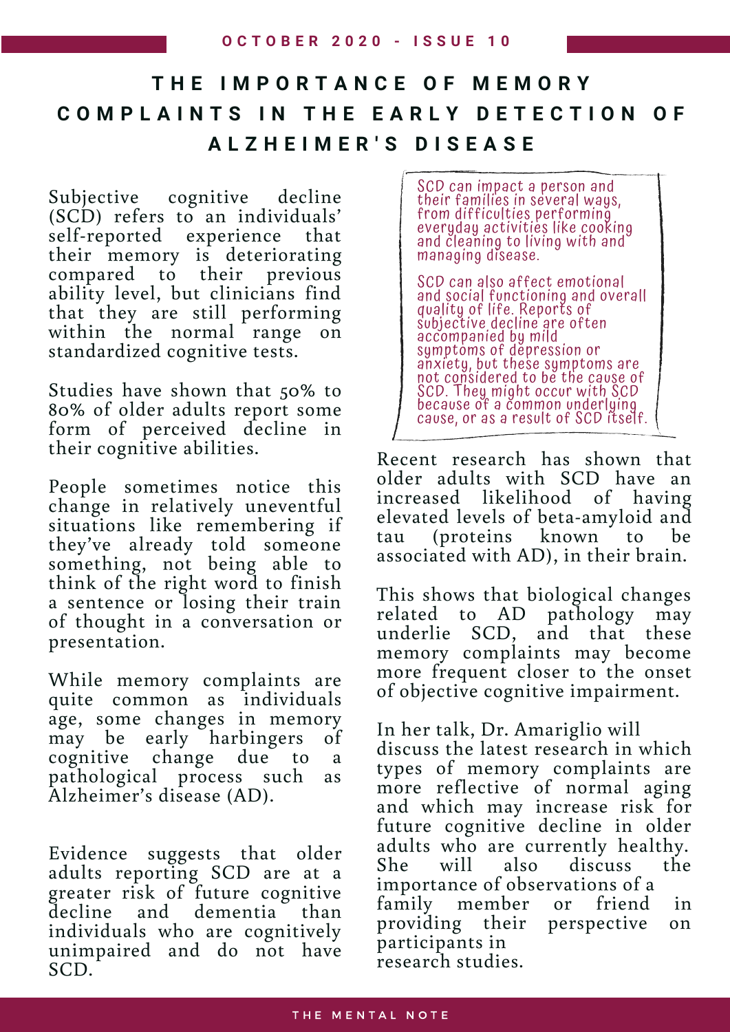# THE IMPORTANCE OF MEMORY COMPLAINTS IN THE EARLY DETECTION OF ALZHEIMER'S DISEASE

Subjective cognitive decline (SCD) refers to an individuals' self-reported experience that their memory is deteriorating compared to their previous ability level, but clinicians find that they are still performing within the normal range on standardized cognitive tests.

Studies have shown that 50% to 80% of older adults report some form of perceived decline in their cognitive abilities.

People sometimes notice this change in relatively uneventful situations like remembering if they've already told someone something, not being able to think of the right word to finish a sentence or losing their train of thought in a conversation or presentation.

While memory complaints are quite common as individuals age, some changes in memory may be early harbingers of cognitive change due to a pathological process such as Alzheimer's disease (AD).

Evidence suggests that older adults reporting SCD are at a greater risk of future cognitive decline and dementia than individuals who are cognitively unimpaired and do not have SCD.

> SCD can impact a person and their families in several ways, from difficulties performing everyday activities like cooking and cleaning to living with and managing disease.
>
> SCD can also affect emotional and social functioning and overall quality of life. Reports of subjective decline are often accompanied by mild symptoms of depression or anxiety, but these symptoms are not considered to be the cause of SCD. They might occur with SCD because of a common underlying cause, or as a result of SCD itself.

Recent research has shown that older adults with SCD have an increased likelihood of having elevated levels of beta-amyloid and tau (proteins known to be associated with AD), in their brain.

This shows that biological changes related to AD pathology may underlie SCD, and that these memory complaints may become more frequent closer to the onset of objective cognitive impairment.

In her talk, Dr. Amariglio will discuss the latest research in which types of memory complaints are more reflective of normal aging and which may increase risk for future cognitive decline in older adults who are currently healthy. She will also discuss the importance of observations of a family member or friend in providing their perspective on participants in research studies.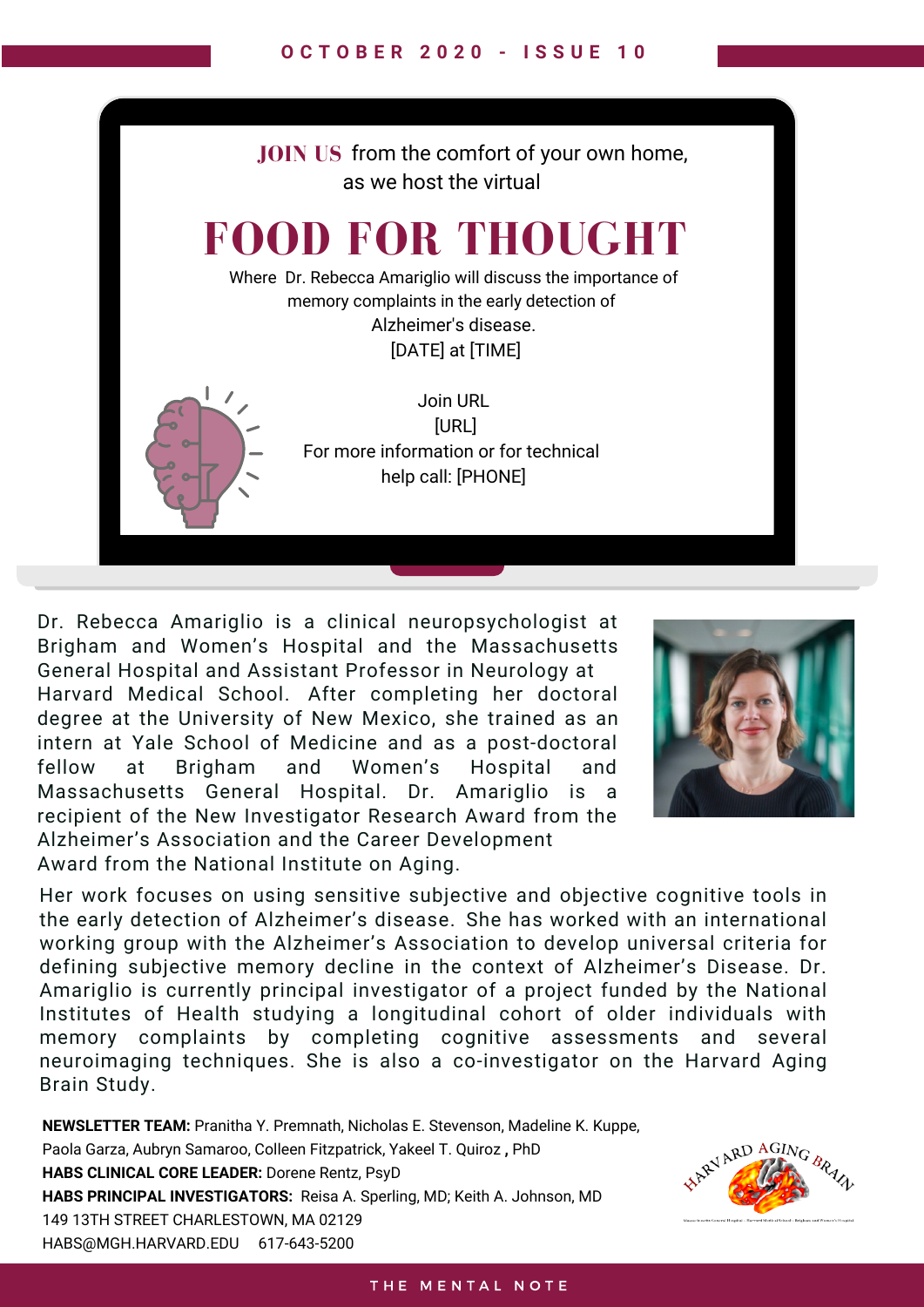OCTOBER 2020 - ISSUE 10

**JOIN US** from the comfort of your own home, as we host the virtual

# FOOD FOR THOUGHT

Where Dr. Rebecca Amariglio will discuss the importance of memory complaints in the early detection of Alzheimer's disease.
[DATE] at [TIME]

Join URL
[URL]
For more information or for technical help call: [PHONE]

Dr. Rebecca Amariglio is a clinical neuropsychologist at Brigham and Women's Hospital and the Massachusetts General Hospital and Assistant Professor in Neurology at Harvard Medical School. After completing her doctoral degree at the University of New Mexico, she trained as an intern at Yale School of Medicine and as a post-doctoral fellow at Brigham and Women's Hospital and Massachusetts General Hospital. Dr. Amariglio is a recipient of the New Investigator Research Award from the Alzheimer's Association and the Career Development Award from the National Institute on Aging.

Her work focuses on using sensitive subjective and objective cognitive tools in the early detection of Alzheimer's disease. She has worked with an international working group with the Alzheimer's Association to develop universal criteria for defining subjective memory decline in the context of Alzheimer's Disease. Dr. Amariglio is currently principal investigator of a project funded by the National Institutes of Health studying a longitudinal cohort of older individuals with memory complaints by completing cognitive assessments and several neuroimaging techniques. She is also a co-investigator on the Harvard Aging Brain Study.

**NEWSLETTER TEAM:** Pranitha Y. Premnath, Nicholas E. Stevenson, Madeline K. Kuppe, Paola Garza, Aubryn Samaroo, Colleen Fitzpatrick, Yakeel T. Quiroz , PhD
**HABS CLINICAL CORE LEADER:** Dorene Rentz, PsyD
**HABS PRINCIPAL INVESTIGATORS:** Reisa A. Sperling, MD; Keith A. Johnson, MD
149 13TH STREET CHARLESTOWN, MA 02129
HABS@MGH.HARVARD.EDU 617-643-5200

HARVARD AGING BRAIN

THE MENTAL NOTE